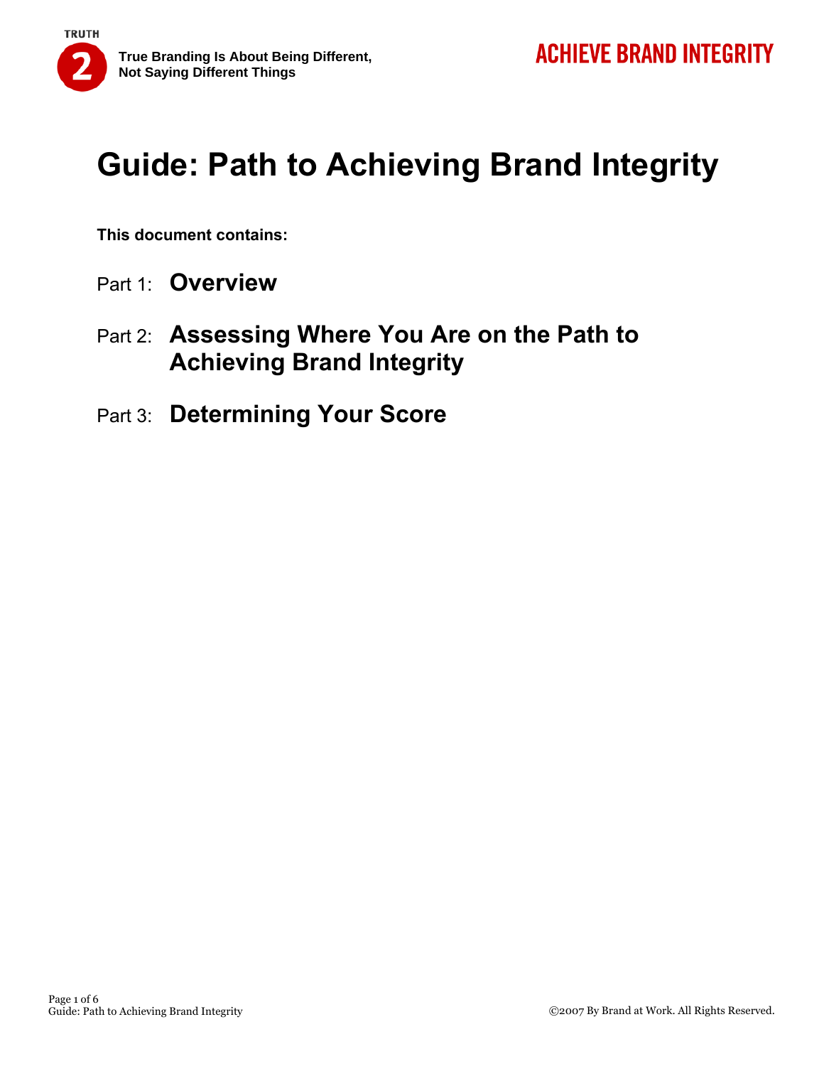TRUTH 2 — True Branding Is About Being Different, Not Saying Different Things

ACHIEVE BRAND INTEGRITY

# Guide: Path to Achieving Brand Integrity

**This document contains:**

Part 1: **Overview**

Part 2: **Assessing Where You Are on the Path to Achieving Brand Integrity**

Part 3: **Determining Your Score**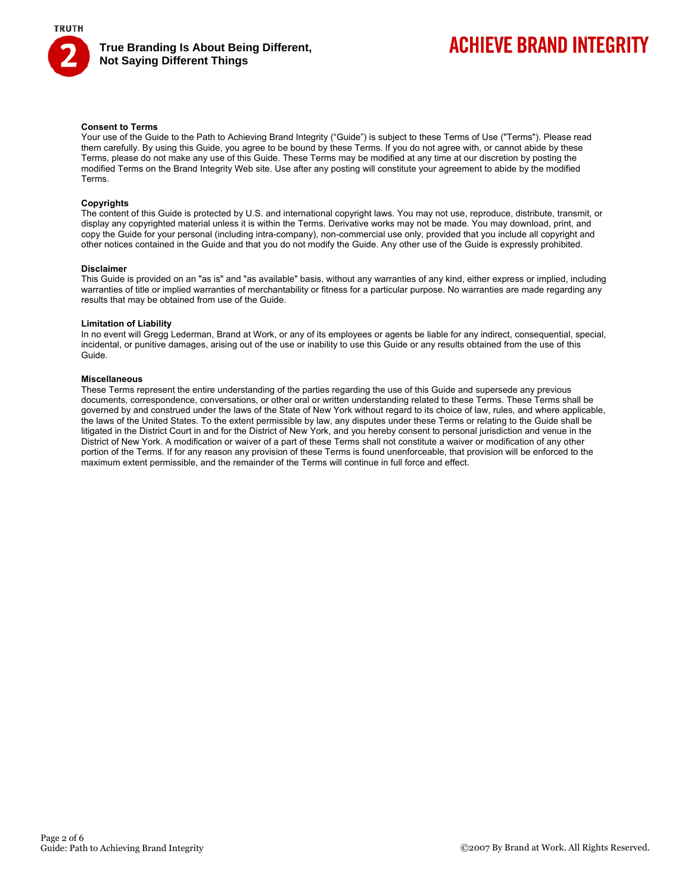### Consent to Terms

Your use of the Guide to the Path to Achieving Brand Integrity (“Guide”) is subject to these Terms of Use ("Terms"). Please read them carefully. By using this Guide, you agree to be bound by these Terms. If you do not agree with, or cannot abide by these Terms, please do not make any use of this Guide. These Terms may be modified at any time at our discretion by posting the modified Terms on the Brand Integrity Web site. Use after any posting will constitute your agreement to abide by the modified Terms.

### Copyrights

The content of this Guide is protected by U.S. and international copyright laws. You may not use, reproduce, distribute, transmit, or display any copyrighted material unless it is within the Terms. Derivative works may not be made. You may download, print, and copy the Guide for your personal (including intra-company), non-commercial use only, provided that you include all copyright and other notices contained in the Guide and that you do not modify the Guide. Any other use of the Guide is expressly prohibited.

### Disclaimer

This Guide is provided on an "as is" and "as available" basis, without any warranties of any kind, either express or implied, including warranties of title or implied warranties of merchantability or fitness for a particular purpose. No warranties are made regarding any results that may be obtained from use of the Guide.

### Limitation of Liability

In no event will Gregg Lederman, Brand at Work, or any of its employees or agents be liable for any indirect, consequential, special, incidental, or punitive damages, arising out of the use or inability to use this Guide or any results obtained from the use of this Guide.

### Miscellaneous

These Terms represent the entire understanding of the parties regarding the use of this Guide and supersede any previous documents, correspondence, conversations, or other oral or written understanding related to these Terms. These Terms shall be governed by and construed under the laws of the State of New York without regard to its choice of law, rules, and where applicable, the laws of the United States. To the extent permissible by law, any disputes under these Terms or relating to the Guide shall be litigated in the District Court in and for the District of New York, and you hereby consent to personal jurisdiction and venue in the District of New York. A modification or waiver of a part of these Terms shall not constitute a waiver or modification of any other portion of the Terms. If for any reason any provision of these Terms is found unenforceable, that provision will be enforced to the maximum extent permissible, and the remainder of the Terms will continue in full force and effect.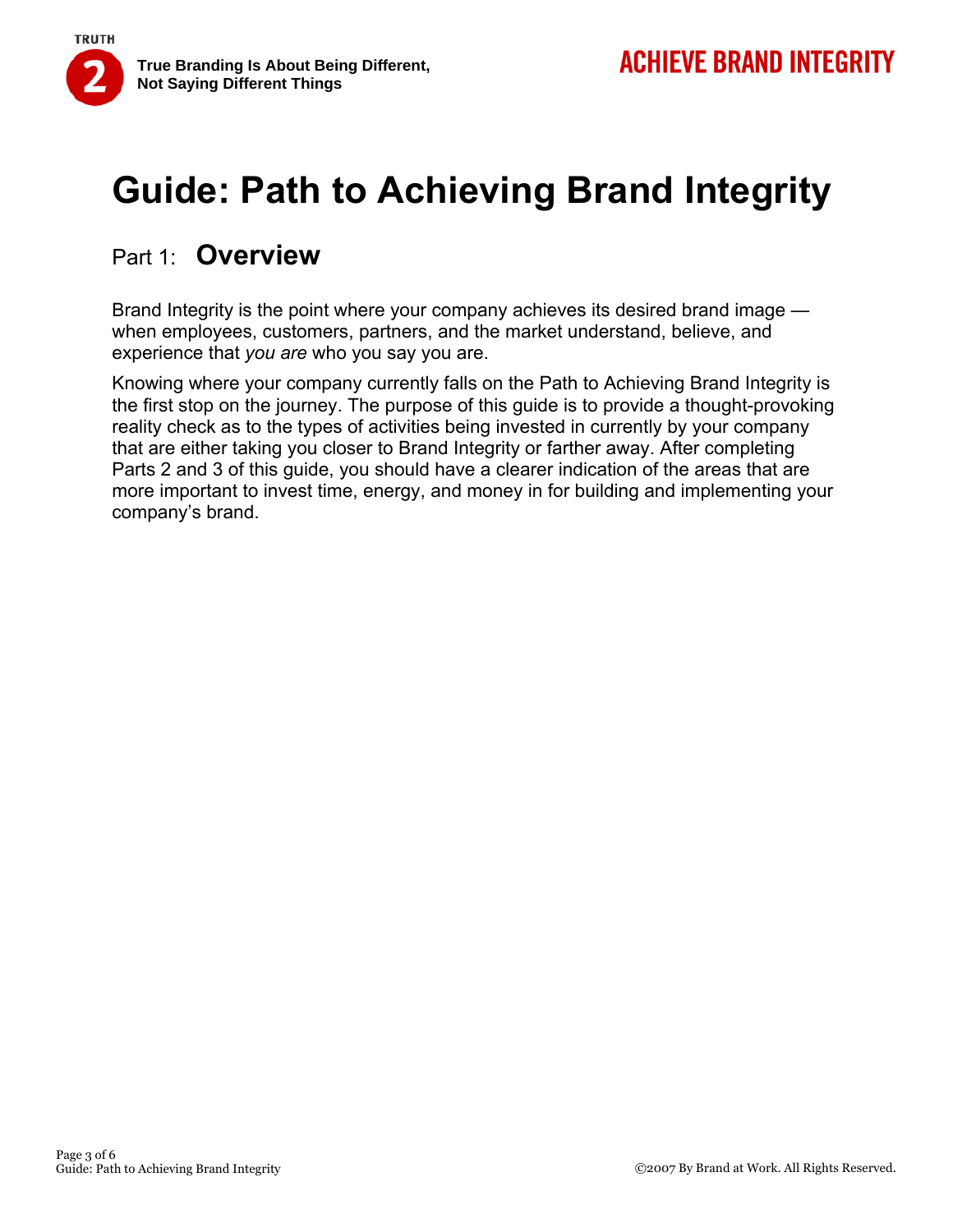# Guide: Path to Achieving Brand Integrity

## Part 1: Overview

Brand Integrity is the point where your company achieves its desired brand image — when employees, customers, partners, and the market understand, believe, and experience that *you are* who you say you are.

Knowing where your company currently falls on the Path to Achieving Brand Integrity is the first stop on the journey. The purpose of this guide is to provide a thought-provoking reality check as to the types of activities being invested in currently by your company that are either taking you closer to Brand Integrity or farther away. After completing Parts 2 and 3 of this guide, you should have a clearer indication of the areas that are more important to invest time, energy, and money in for building and implementing your company's brand.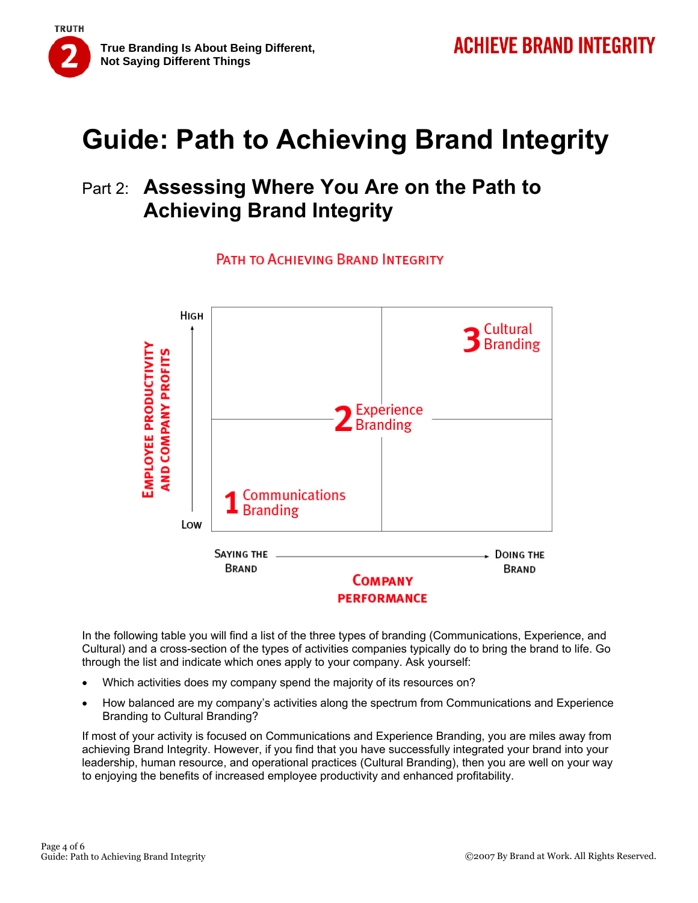# Guide: Path to Achieving Brand Integrity

## Part 2: Assessing Where You Are on the Path to Achieving Brand Integrity

PATH TO ACHIEVING BRAND INTEGRITY

EMPLOYEE PRODUCTIVITY AND COMPANY PROFITS (LOW → HIGH)

1 Communications Branding

2 Experience Branding

3 Cultural Branding

COMPANY PERFORMANCE: SAYING THE BRAND → DOING THE BRAND

In the following table you will find a list of the three types of branding (Communications, Experience, and Cultural) and a cross-section of the types of activities companies typically do to bring the brand to life. Go through the list and indicate which ones apply to your company. Ask yourself:

- Which activities does my company spend the majority of its resources on?
- How balanced are my company's activities along the spectrum from Communications and Experience Branding to Cultural Branding?

If most of your activity is focused on Communications and Experience Branding, you are miles away from achieving Brand Integrity. However, if you find that you have successfully integrated your brand into your leadership, human resource, and operational practices (Cultural Branding), then you are well on your way to enjoying the benefits of increased employee productivity and enhanced profitability.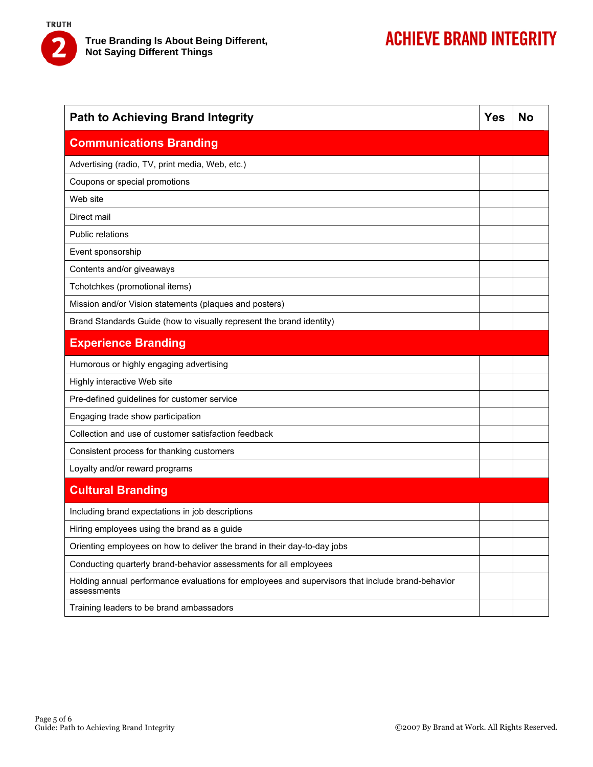TRUTH 2 — **True Branding Is About Being Different, Not Saying Different Things**

# ACHIEVE BRAND INTEGRITY

| Path to Achieving Brand Integrity | Yes | No |
|---|---|---|
| **Communications Branding** | | |
| Advertising (radio, TV, print media, Web, etc.) | | |
| Coupons or special promotions | | |
| Web site | | |
| Direct mail | | |
| Public relations | | |
| Event sponsorship | | |
| Contents and/or giveaways | | |
| Tchotchkes (promotional items) | | |
| Mission and/or Vision statements (plaques and posters) | | |
| Brand Standards Guide (how to visually represent the brand identity) | | |
| **Experience Branding** | | |
| Humorous or highly engaging advertising | | |
| Highly interactive Web site | | |
| Pre-defined guidelines for customer service | | |
| Engaging trade show participation | | |
| Collection and use of customer satisfaction feedback | | |
| Consistent process for thanking customers | | |
| Loyalty and/or reward programs | | |
| **Cultural Branding** | | |
| Including brand expectations in job descriptions | | |
| Hiring employees using the brand as a guide | | |
| Orienting employees on how to deliver the brand in their day-to-day jobs | | |
| Conducting quarterly brand-behavior assessments for all employees | | |
| Holding annual performance evaluations for employees and supervisors that include brand-behavior assessments | | |
| Training leaders to be brand ambassadors | | |

Guide: Path to Achieving Brand Integrity

©2007 By Brand at Work. All Rights Reserved.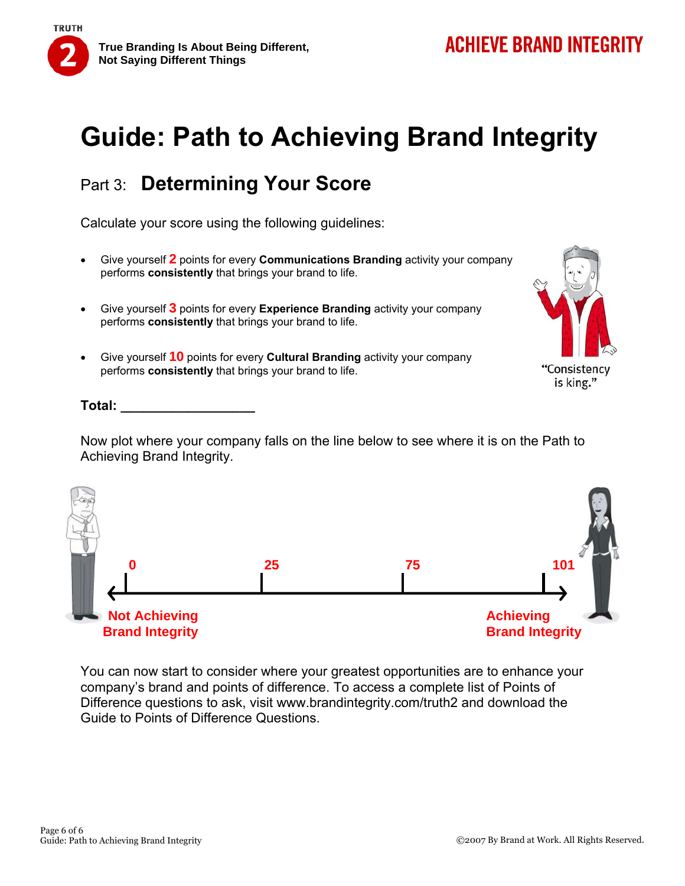TRUTH 2 True Branding Is About Being Different, Not Saying Different Things

ACHIEVE BRAND INTEGRITY

# Guide: Path to Achieving Brand Integrity

## Part 3: Determining Your Score

Calculate your score using the following guidelines:

- Give yourself **2** points for every **Communications Branding** activity your company performs **consistently** that brings your brand to life.
- Give yourself **3** points for every **Experience Branding** activity your company performs **consistently** that brings your brand to life.
- Give yourself **10** points for every **Cultural Branding** activity your company performs **consistently** that brings your brand to life.

"Consistency is king."

**Total:** _________________

Now plot where your company falls on the line below to see where it is on the Path to Achieving Brand Integrity.

0

25

75

101

Not Achieving Brand Integrity

Achieving Brand Integrity

You can now start to consider where your greatest opportunities are to enhance your company's brand and points of difference. To access a complete list of Points of Difference questions to ask, visit www.brandintegrity.com/truth2 and download the Guide to Points of Difference Questions.

©2007 By Brand at Work. All Rights Reserved.